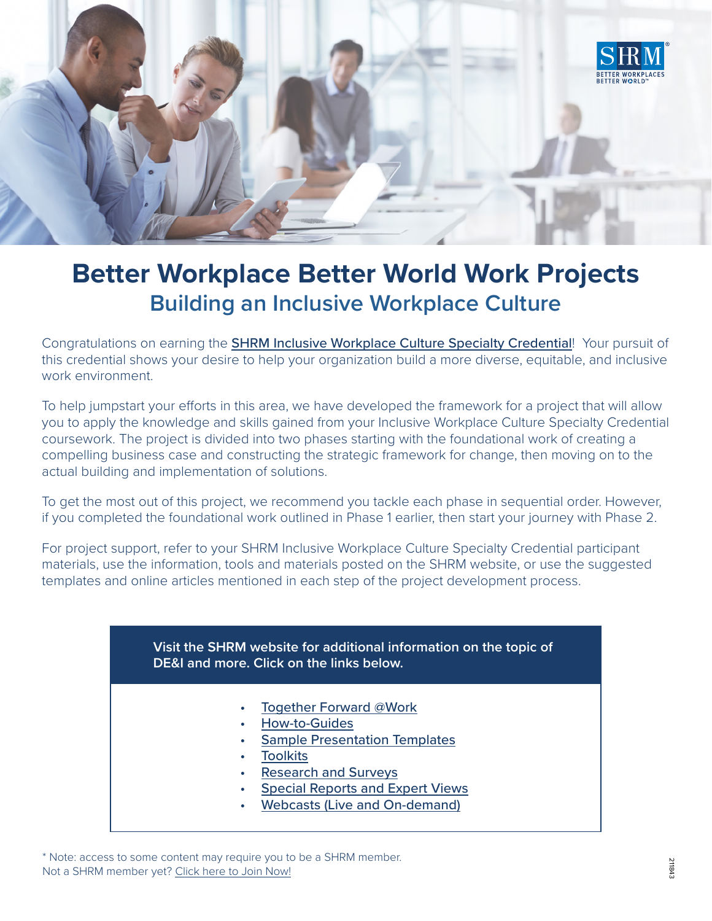# Better Workplace Better World Work Projects

## Building an Inclusive Workplace Culture

Congratulations on earning the SHRM Inclusive Workplace Culture Specialty Credential! Your pursuit of this credential shows your desire to help your organization build a more diverse, equitable, and inclusive work environment.

To help jumpstart your efforts in this area, we have developed the framework for a project that will allow you to apply the knowledge and skills gained from your Inclusive Workplace Culture Specialty Credential coursework. The project is divided into two phases starting with the foundational work of creating a compelling business case and constructing the strategic framework for change, then moving on to the actual building and implementation of solutions.

To get the most out of this project, we recommend you tackle each phase in sequential order. However, if you completed the foundational work outlined in Phase 1 earlier, then start your journey with Phase 2.

For project support, refer to your SHRM Inclusive Workplace Culture Specialty Credential participant materials, use the information, tools and materials posted on the SHRM website, or use the suggested templates and online articles mentioned in each step of the project development process.

**Visit the SHRM website for additional information on the topic of DE&I and more. Click on the links below.**

- Together Forward @Work
- How-to-Guides
- Sample Presentation Templates
- Toolkits
- Research and Surveys
- Special Reports and Expert Views
- Webcasts (Live and On-demand)

* Note: access to some content may require you to be a SHRM member.
Not a SHRM member yet? Click here to Join Now!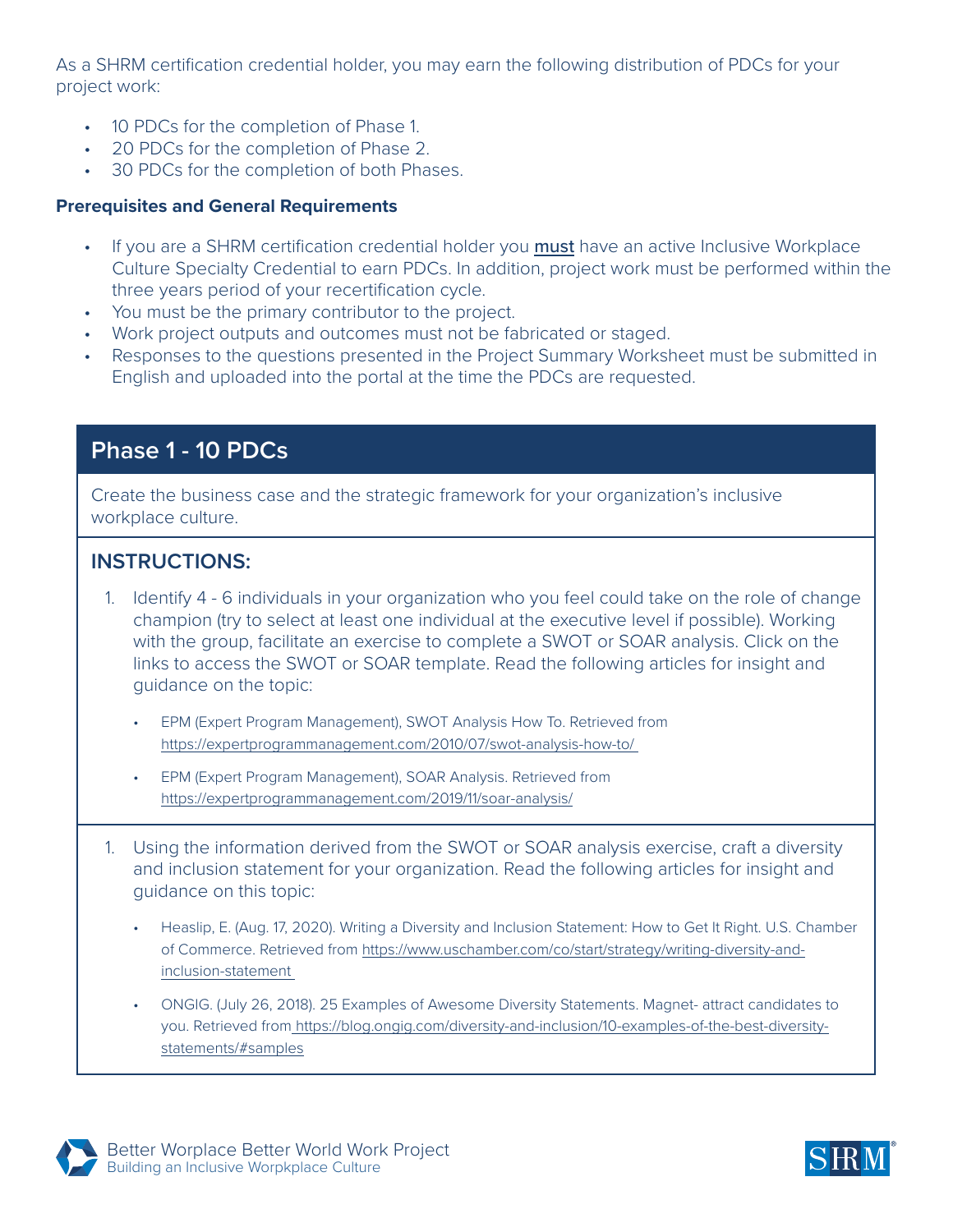As a SHRM certification credential holder, you may earn the following distribution of PDCs for your project work:

- 10 PDCs for the completion of Phase 1.
- 20 PDCs for the completion of Phase 2.
- 30 PDCs for the completion of both Phases.

**Prerequisites and General Requirements**

- If you are a SHRM certification credential holder you **must** have an active Inclusive Workplace Culture Specialty Credential to earn PDCs. In addition, project work must be performed within the three years period of your recertification cycle.
- You must be the primary contributor to the project.
- Work project outputs and outcomes must not be fabricated or staged.
- Responses to the questions presented in the Project Summary Worksheet must be submitted in English and uploaded into the portal at the time the PDCs are requested.

## Phase 1 - 10 PDCs

Create the business case and the strategic framework for your organization's inclusive workplace culture.

### INSTRUCTIONS:

1. Identify 4 - 6 individuals in your organization who you feel could take on the role of change champion (try to select at least one individual at the executive level if possible). Working with the group, facilitate an exercise to complete a SWOT or SOAR analysis. Click on the links to access the SWOT or SOAR template. Read the following articles for insight and guidance on the topic:
   - EPM (Expert Program Management), SWOT Analysis How To. Retrieved from https://expertprogrammanagement.com/2010/07/swot-analysis-how-to/
   - EPM (Expert Program Management), SOAR Analysis. Retrieved from https://expertprogrammanagement.com/2019/11/soar-analysis/

1. Using the information derived from the SWOT or SOAR analysis exercise, craft a diversity and inclusion statement for your organization. Read the following articles for insight and guidance on this topic:
   - Heaslip, E. (Aug. 17, 2020). Writing a Diversity and Inclusion Statement: How to Get It Right. U.S. Chamber of Commerce. Retrieved from https://www.uschamber.com/co/start/strategy/writing-diversity-and-inclusion-statement
   - ONGIG. (July 26, 2018). 25 Examples of Awesome Diversity Statements. Magnet- attract candidates to you. Retrieved from https://blog.ongig.com/diversity-and-inclusion/10-examples-of-the-best-diversity-statements/#samples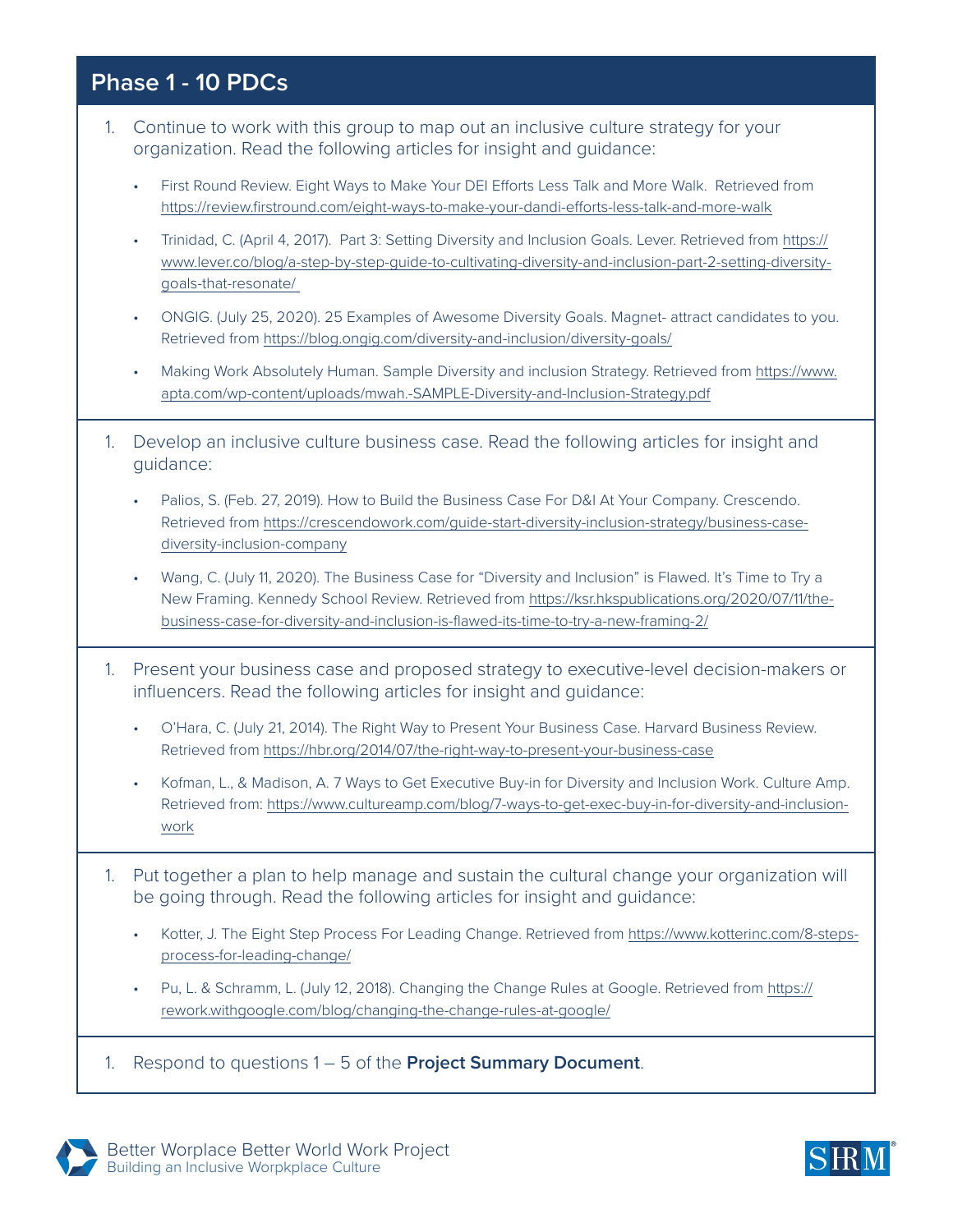## Phase 1 - 10 PDCs

1. Continue to work with this group to map out an inclusive culture strategy for your organization. Read the following articles for insight and guidance:

    - First Round Review. Eight Ways to Make Your DEI Efforts Less Talk and More Walk. Retrieved from https://review.firstround.com/eight-ways-to-make-your-dandi-efforts-less-talk-and-more-walk
    - Trinidad, C. (April 4, 2017). Part 3: Setting Diversity and Inclusion Goals. Lever. Retrieved from https://www.lever.co/blog/a-step-by-step-guide-to-cultivating-diversity-and-inclusion-part-2-setting-diversity-goals-that-resonate/
    - ONGIG. (July 25, 2020). 25 Examples of Awesome Diversity Goals. Magnet- attract candidates to you. Retrieved from https://blog.ongig.com/diversity-and-inclusion/diversity-goals/
    - Making Work Absolutely Human. Sample Diversity and inclusion Strategy. Retrieved from https://www.apta.com/wp-content/uploads/mwah.-SAMPLE-Diversity-and-Inclusion-Strategy.pdf

1. Develop an inclusive culture business case. Read the following articles for insight and guidance:

    - Palios, S. (Feb. 27, 2019). How to Build the Business Case For D&I At Your Company. Crescendo. Retrieved from https://crescendowork.com/guide-start-diversity-inclusion-strategy/business-case-diversity-inclusion-company
    - Wang, C. (July 11, 2020). The Business Case for "Diversity and Inclusion" is Flawed. It's Time to Try a New Framing. Kennedy School Review. Retrieved from https://ksr.hkspublications.org/2020/07/11/the-business-case-for-diversity-and-inclusion-is-flawed-its-time-to-try-a-new-framing-2/

1. Present your business case and proposed strategy to executive-level decision-makers or influencers. Read the following articles for insight and guidance:

    - O'Hara, C. (July 21, 2014). The Right Way to Present Your Business Case. Harvard Business Review. Retrieved from https://hbr.org/2014/07/the-right-way-to-present-your-business-case
    - Kofman, L., & Madison, A. 7 Ways to Get Executive Buy-in for Diversity and Inclusion Work. Culture Amp. Retrieved from: https://www.cultureamp.com/blog/7-ways-to-get-exec-buy-in-for-diversity-and-inclusion-work

1. Put together a plan to help manage and sustain the cultural change your organization will be going through. Read the following articles for insight and guidance:

    - Kotter, J. The Eight Step Process For Leading Change. Retrieved from https://www.kotterinc.com/8-steps-process-for-leading-change/
    - Pu, L. & Schramm, L. (July 12, 2018). Changing the Change Rules at Google. Retrieved from https://rework.withgoogle.com/blog/changing-the-change-rules-at-google/

1. Respond to questions 1 – 5 of the **Project Summary Document**.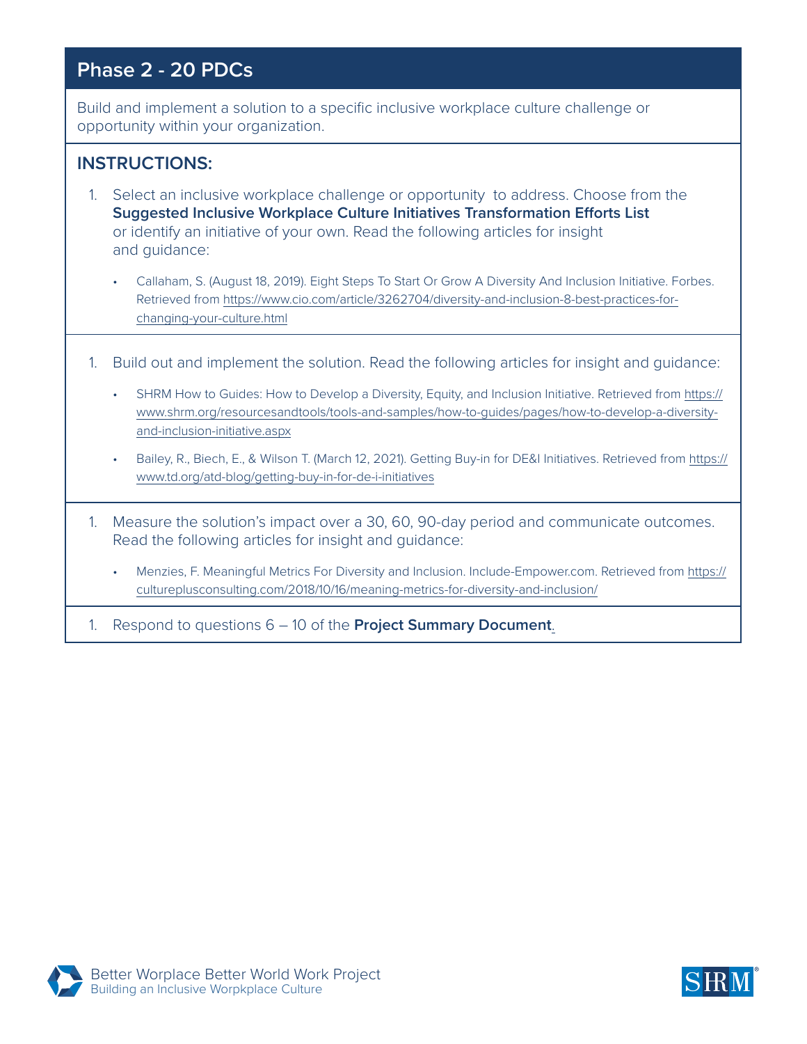## Phase 2 - 20 PDCs

Build and implement a solution to a specific inclusive workplace culture challenge or opportunity within your organization.

### INSTRUCTIONS:

1. Select an inclusive workplace challenge or opportunity to address. Choose from the **Suggested Inclusive Workplace Culture Initiatives Transformation Efforts List** or identify an initiative of your own. Read the following articles for insight and guidance:
   - Callaham, S. (August 18, 2019). Eight Steps To Start Or Grow A Diversity And Inclusion Initiative. Forbes. Retrieved from https://www.cio.com/article/3262704/diversity-and-inclusion-8-best-practices-for-changing-your-culture.html

1. Build out and implement the solution. Read the following articles for insight and guidance:
   - SHRM How to Guides: How to Develop a Diversity, Equity, and Inclusion Initiative. Retrieved from https://www.shrm.org/resourcesandtools/tools-and-samples/how-to-guides/pages/how-to-develop-a-diversity-and-inclusion-initiative.aspx
   - Bailey, R., Biech, E., & Wilson T. (March 12, 2021). Getting Buy-in for DE&I Initiatives. Retrieved from https://www.td.org/atd-blog/getting-buy-in-for-de-i-initiatives

1. Measure the solution's impact over a 30, 60, 90-day period and communicate outcomes. Read the following articles for insight and guidance:
   - Menzies, F. Meaningful Metrics For Diversity and Inclusion. Include-Empower.com. Retrieved from https://cultureplusconsulting.com/2018/10/16/meaning-metrics-for-diversity-and-inclusion/

1. Respond to questions 6 – 10 of the **Project Summary Document**.